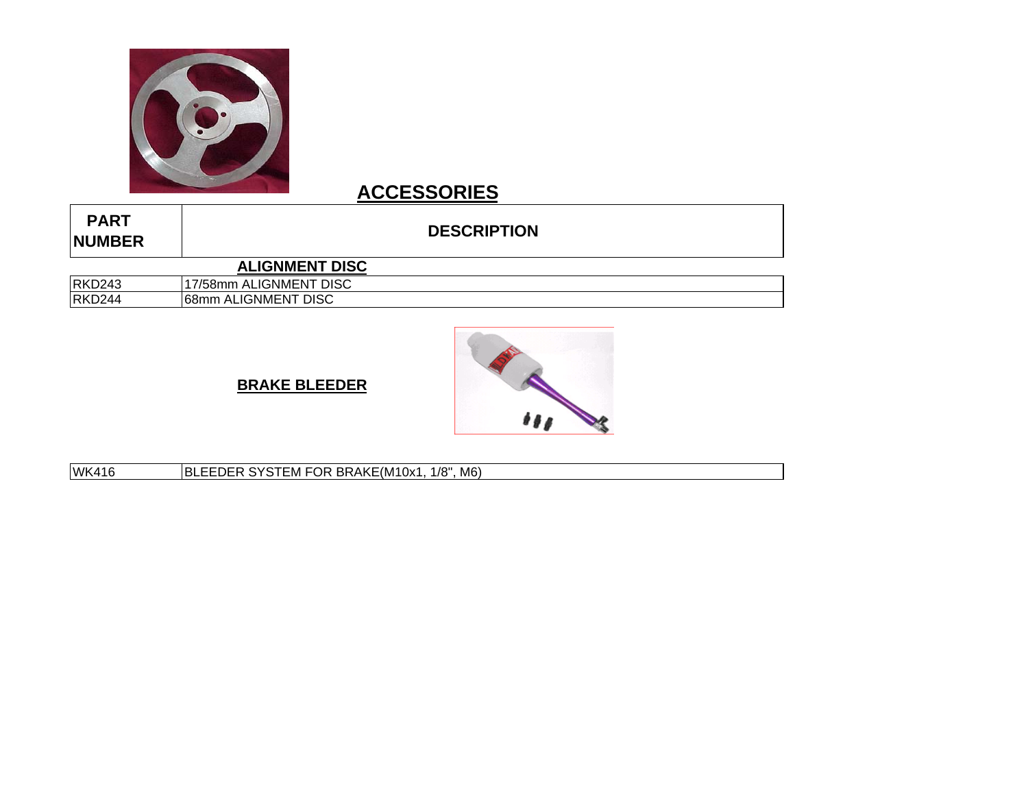# ACCESSORIES

| PART NUMBER | DESCRIPTION |
|---|---|
| | **ALIGNMENT DISC** |
| RKD243 | 17/58mm ALIGNMENT DISC |
| RKD244 | 68mm ALIGNMENT DISC |
| | **BRAKE BLEEDER** |
| WK416 | BLEEDER SYSTEM FOR BRAKE(M10x1, 1/8", M6) |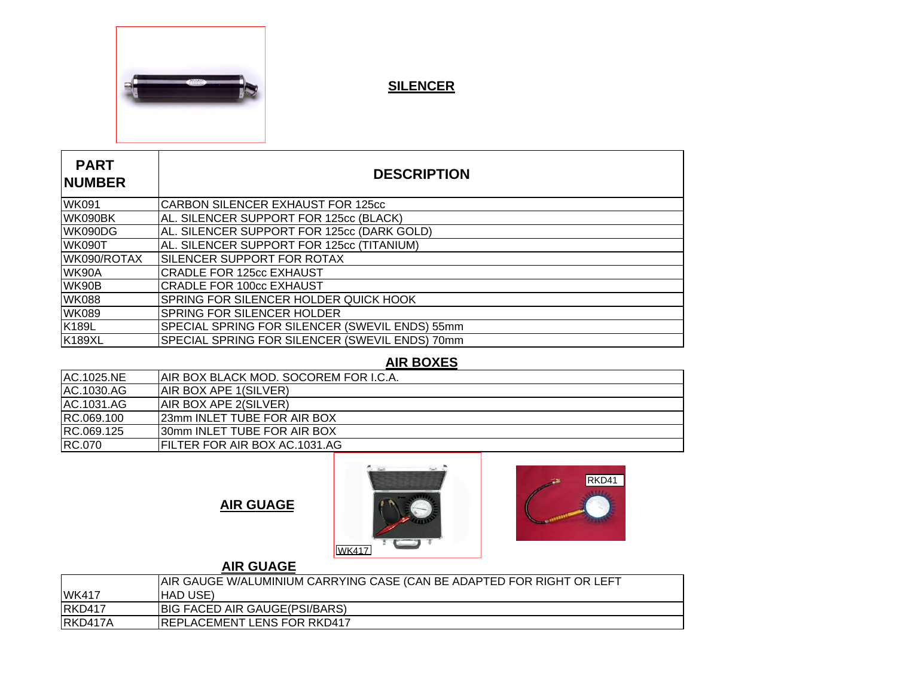## SILENCER

| PART NUMBER | DESCRIPTION |
|---|---|
| WK091 | CARBON SILENCER EXHAUST FOR 125cc |
| WK090BK | AL. SILENCER SUPPORT FOR 125cc (BLACK) |
| WK090DG | AL. SILENCER SUPPORT FOR 125cc (DARK GOLD) |
| WK090T | AL. SILENCER SUPPORT FOR 125cc (TITANIUM) |
| WK090/ROTAX | SILENCER SUPPORT FOR ROTAX |
| WK90A | CRADLE FOR 125cc EXHAUST |
| WK90B | CRADLE FOR 100cc EXHAUST |
| WK088 | SPRING FOR SILENCER HOLDER QUICK HOOK |
| WK089 | SPRING FOR SILENCER HOLDER |
| K189L | SPECIAL SPRING FOR SILENCER (SWEVIL ENDS) 55mm |
| K189XL | SPECIAL SPRING FOR SILENCER (SWEVIL ENDS) 70mm |

## AIR BOXES

| PART NUMBER | DESCRIPTION |
|---|---|
| AC.1025.NE | AIR BOX BLACK MOD. SOCOREM FOR I.C.A. |
| AC.1030.AG | AIR BOX APE 1(SILVER) |
| AC.1031.AG | AIR BOX APE 2(SILVER) |
| RC.069.100 | 23mm INLET TUBE FOR AIR BOX |
| RC.069.125 | 30mm INLET TUBE FOR AIR BOX |
| RC.070 | FILTER FOR AIR BOX AC.1031.AG |

## AIR GUAGE

WK417

RKD41

## AIR GUAGE

| PART NUMBER | DESCRIPTION |
|---|---|
| WK417 | AIR GAUGE W/ALUMINIUM CARRYING CASE (CAN BE ADAPTED FOR RIGHT OR LEFT HAD USE) |
| RKD417 | BIG FACED AIR GAUGE(PSI/BARS) |
| RKD417A | REPLACEMENT LENS FOR RKD417 |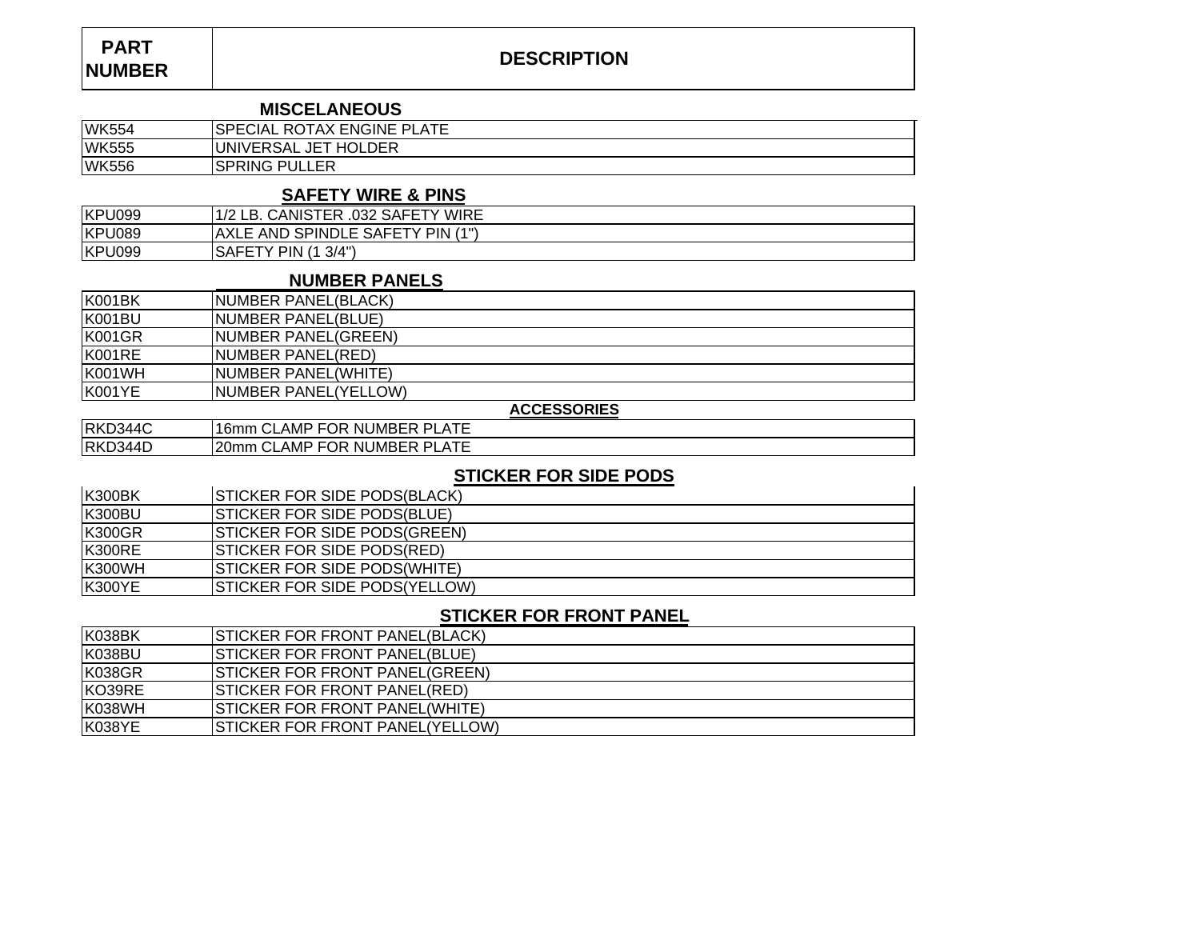| PART NUMBER | DESCRIPTION |
|---|---|

**MISCELANEOUS**

| | |
|---|---|
| WK554 | SPECIAL ROTAX ENGINE PLATE |
| WK555 | UNIVERSAL JET HOLDER |
| WK556 | SPRING PULLER |

**SAFETY WIRE & PINS**

| | |
|---|---|
| KPU099 | 1/2 LB. CANISTER .032 SAFETY WIRE |
| KPU089 | AXLE AND SPINDLE SAFETY PIN (1") |
| KPU099 | SAFETY PIN (1 3/4") |

**NUMBER PANELS**

| | |
|---|---|
| K001BK | NUMBER PANEL(BLACK) |
| K001BU | NUMBER PANEL(BLUE) |
| K001GR | NUMBER PANEL(GREEN) |
| K001RE | NUMBER PANEL(RED) |
| K001WH | NUMBER PANEL(WHITE) |
| K001YE | NUMBER PANEL(YELLOW) |

**ACCESSORIES**

| | |
|---|---|
| RKD344C | 16mm CLAMP FOR NUMBER PLATE |
| RKD344D | 20mm CLAMP FOR NUMBER PLATE |

**STICKER FOR SIDE PODS**

| | |
|---|---|
| K300BK | STICKER FOR SIDE PODS(BLACK) |
| K300BU | STICKER FOR SIDE PODS(BLUE) |
| K300GR | STICKER FOR SIDE PODS(GREEN) |
| K300RE | STICKER FOR SIDE PODS(RED) |
| K300WH | STICKER FOR SIDE PODS(WHITE) |
| K300YE | STICKER FOR SIDE PODS(YELLOW) |

**STICKER FOR FRONT PANEL**

| | |
|---|---|
| K038BK | STICKER FOR FRONT PANEL(BLACK) |
| K038BU | STICKER FOR FRONT PANEL(BLUE) |
| K038GR | STICKER FOR FRONT PANEL(GREEN) |
| KO39RE | STICKER FOR FRONT PANEL(RED) |
| K038WH | STICKER FOR FRONT PANEL(WHITE) |
| K038YE | STICKER FOR FRONT PANEL(YELLOW) |